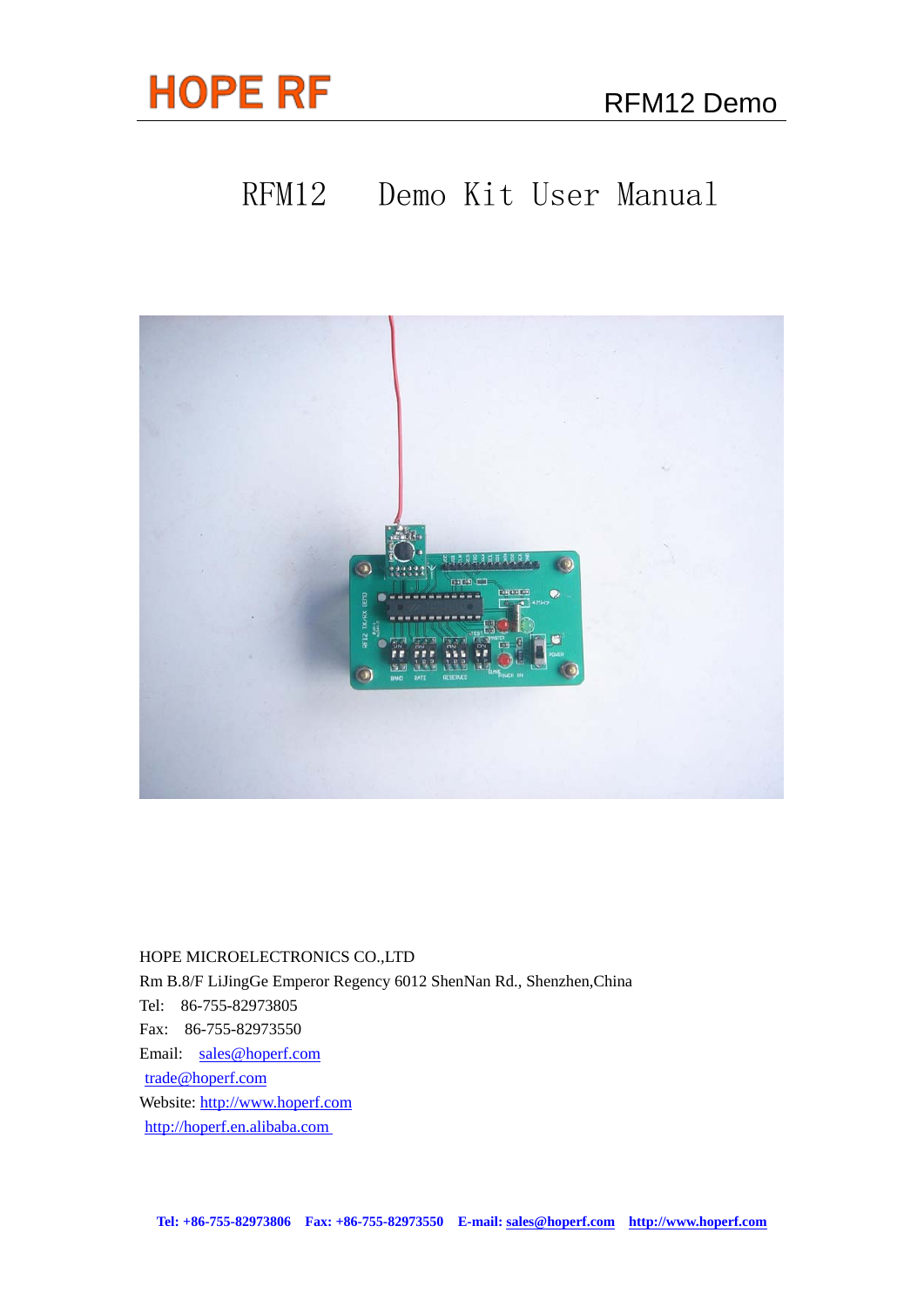# RFM12 Demo Kit User Manual

HOPE MICROELECTRONICS CO.,LTD

Rm B.8/F LiJingGe Emperor Regency 6012 ShenNan Rd., Shenzhen,China

Tel: 86-755-82973805

Fax: 86-755-82973550

Email: sales@hoperf.com

trade@hoperf.com

Website: http://www.hoperf.com

http://hoperf.en.alibaba.com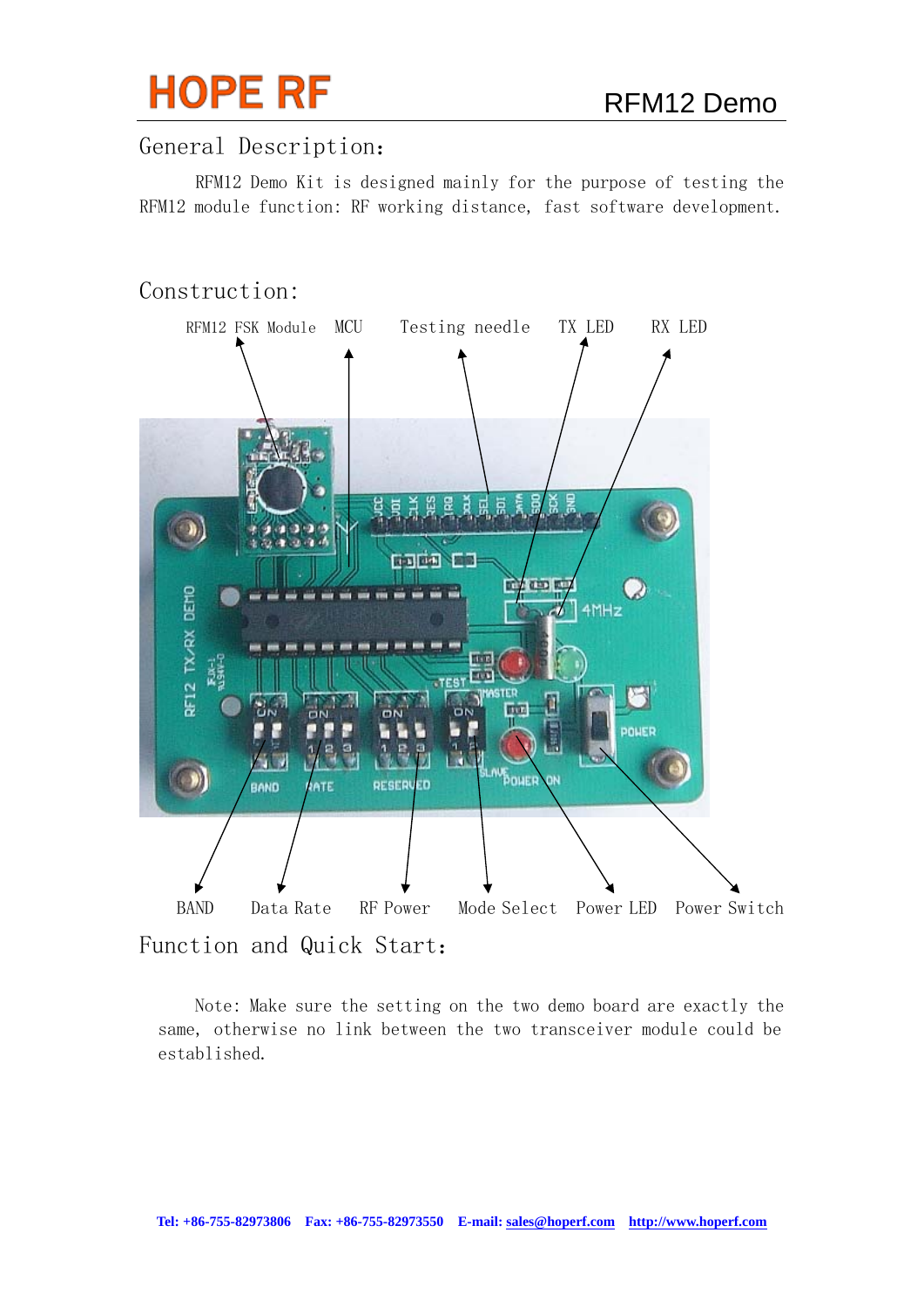## General Description:

RFM12 Demo Kit is designed mainly for the purpose of testing the RFM12 module function: RF working distance, fast software development.

## Construction:

RFM12 FSK Module MCU Testing needle TX LED RX LED

BAND Data Rate RF Power Mode Select Power LED Power Switch

## Function and Quick Start:

Note: Make sure the setting on the two demo board are exactly the same, otherwise no link between the two transceiver module could be established.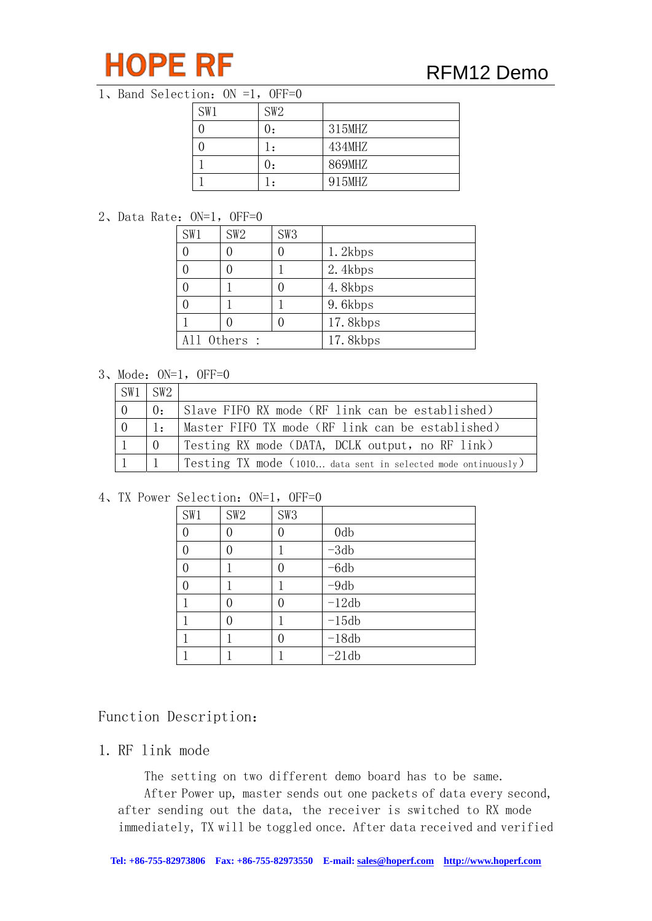1、Band Selection：ON =1，OFF=0

| SW1 | SW2 | |
|---|---|---|
| 0 | 0： | 315MHZ |
| 0 | 1： | 434MHZ |
| 1 | 0： | 869MHZ |
| 1 | 1： | 915MHZ |

2、Data Rate：ON=1，OFF=0

| SW1 | SW2 | SW3 | |
|---|---|---|---|
| 0 | 0 | 0 | 1.2kbps |
| 0 | 0 | 1 | 2.4kbps |
| 0 | 1 | 0 | 4.8kbps |
| 0 | 1 | 1 | 9.6kbps |
| 1 | 0 | 0 | 17.8kbps |
| All Others : | | | 17.8kbps |

3、Mode：ON=1，OFF=0

| SW1 | SW2 | |
|---|---|---|
| 0 | 0： | Slave FIFO RX mode（RF link can be established） |
| 0 | 1： | Master FIFO TX mode（RF link can be established） |
| 1 | 0 | Testing RX mode（DATA，DCLK output，no RF link） |
| 1 | 1 | Testing TX mode（1010… data sent in selected mode ontinuously） |

4、TX Power Selection：ON=1，OFF=0

| SW1 | SW2 | SW3 | |
|---|---|---|---|
| 0 | 0 | 0 | 0db |
| 0 | 0 | 1 | -3db |
| 0 | 1 | 0 | -6db |
| 0 | 1 | 1 | -9db |
| 1 | 0 | 0 | -12db |
| 1 | 0 | 1 | -15db |
| 1 | 1 | 0 | -18db |
| 1 | 1 | 1 | -21db |

## Function Description：

### 1. RF link mode

The setting on two different demo board has to be same.

After Power up, master sends out one packets of data every second, after sending out the data, the receiver is switched to RX mode immediately, TX will be toggled once. After data received and verified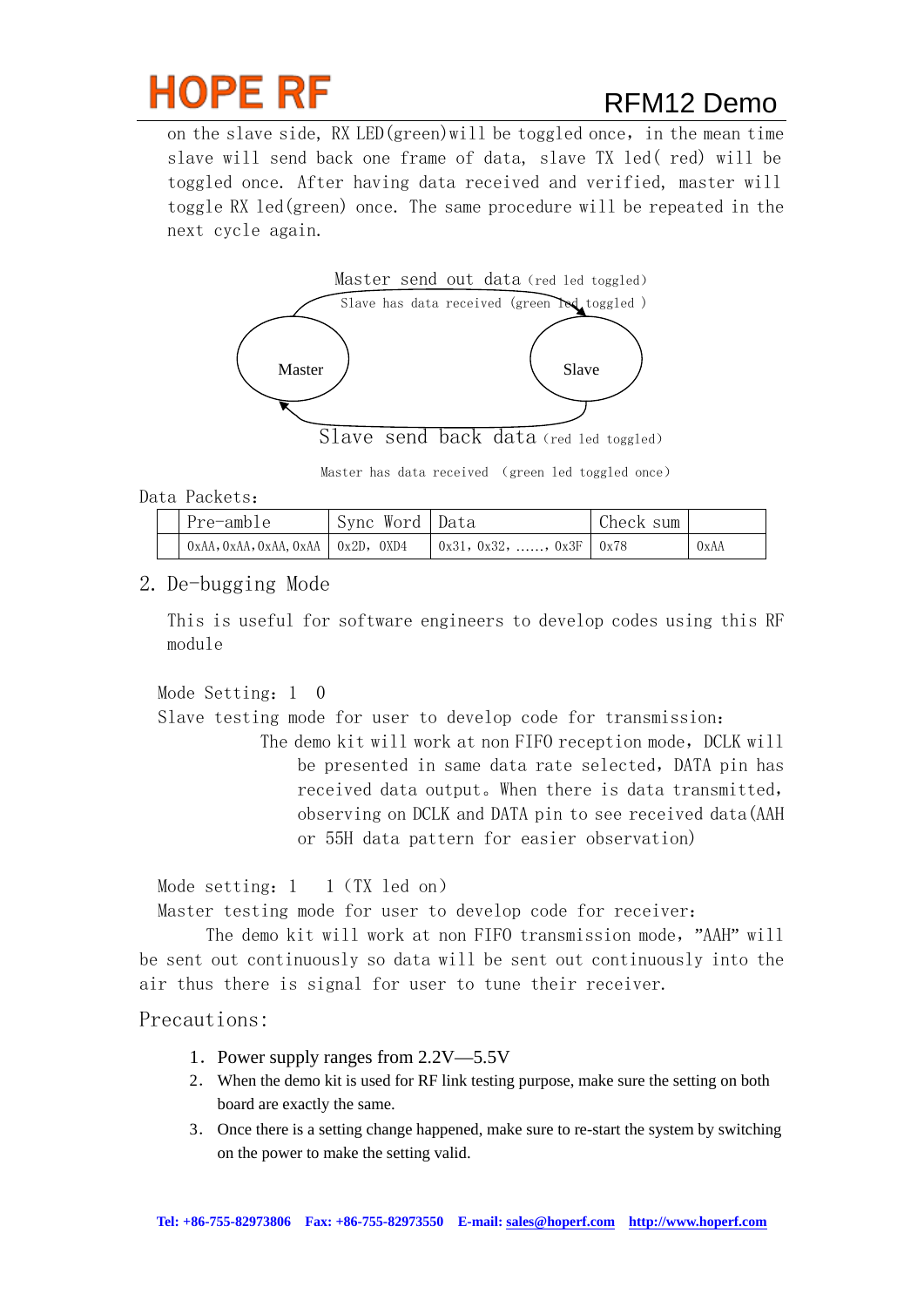on the slave side, RX LED(green)will be toggled once, in the mean time slave will send back one frame of data, slave TX led( red) will be toggled once. After having data received and verified, master will toggle RX led(green) once. The same procedure will be repeated in the next cycle again.

Master send out data (red led toggled)

Slave has data received (green led toggled )

Master

Slave

Slave send back data (red led toggled)

Master has data received (green led toggled once)

Data Packets:

| | Pre-amble | Sync Word | Data | Check sum | |
|---|---|---|---|---|---|
| | 0xAA,0xAA,0xAA,0xAA | 0x2D, 0XD4 | 0x31, 0x32, ……, 0x3F | 0x78 | 0xAA |

## 2. De-bugging Mode

This is useful for software engineers to develop codes using this RF module

Mode Setting: 1 0

Slave testing mode for user to develop code for transmission:

The demo kit will work at non FIFO reception mode, DCLK will be presented in same data rate selected, DATA pin has received data output。When there is data transmitted, observing on DCLK and DATA pin to see received data(AAH or 55H data pattern for easier observation)

Mode setting: 1 1 (TX led on)

Master testing mode for user to develop code for receiver:

The demo kit will work at non FIFO transmission mode, "AAH" will be sent out continuously so data will be sent out continuously into the air thus there is signal for user to tune their receiver.

## Precautions:

1. Power supply ranges from 2.2V—5.5V
2. When the demo kit is used for RF link testing purpose, make sure the setting on both board are exactly the same.
3. Once there is a setting change happened, make sure to re-start the system by switching on the power to make the setting valid.